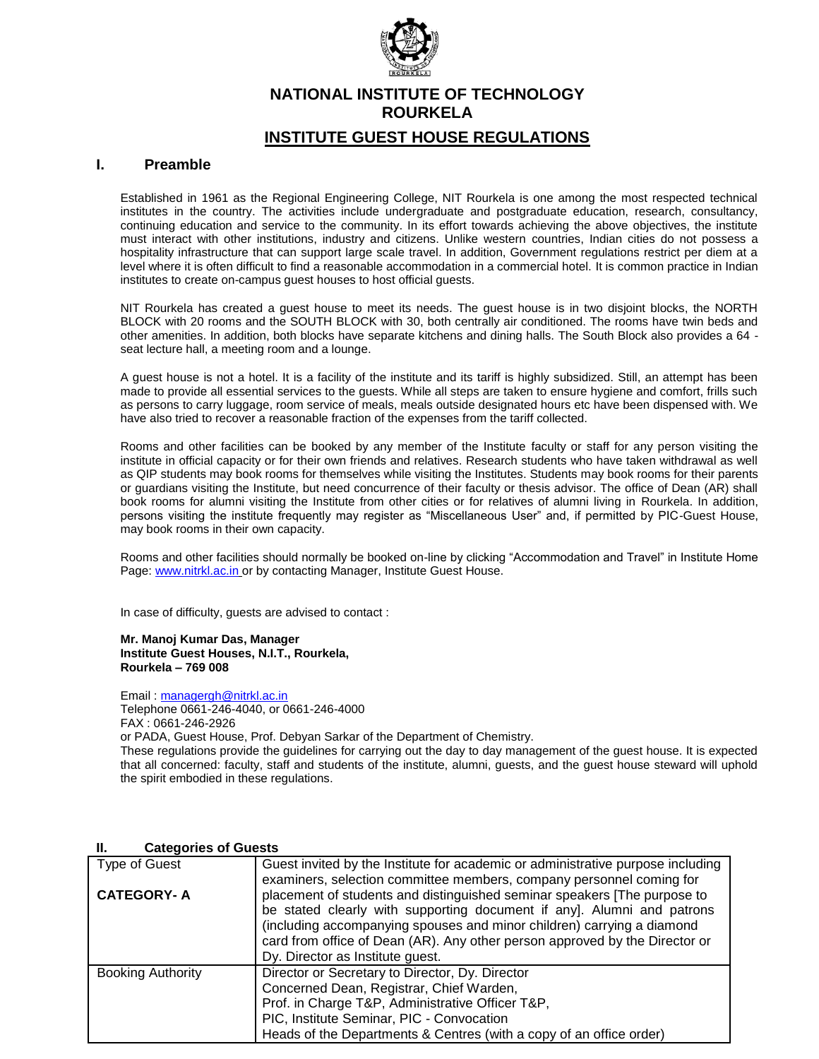# NATIONAL INSTITUTE OF TECHNOLOGY ROURKELA

## INSTITUTE GUEST HOUSE REGULATIONS

## I. Preamble

Established in 1961 as the Regional Engineering College, NIT Rourkela is one among the most respected technical institutes in the country. The activities include undergraduate and postgraduate education, research, consultancy, continuing education and service to the community. In its effort towards achieving the above objectives, the institute must interact with other institutions, industry and citizens. Unlike western countries, Indian cities do not possess a hospitality infrastructure that can support large scale travel. In addition, Government regulations restrict per diem at a level where it is often difficult to find a reasonable accommodation in a commercial hotel. It is common practice in Indian institutes to create on-campus guest houses to host official guests.

NIT Rourkela has created a guest house to meet its needs. The guest house is in two disjoint blocks, the NORTH BLOCK with 20 rooms and the SOUTH BLOCK with 30, both centrally air conditioned. The rooms have twin beds and other amenities. In addition, both blocks have separate kitchens and dining halls. The South Block also provides a 64 - seat lecture hall, a meeting room and a lounge.

A guest house is not a hotel. It is a facility of the institute and its tariff is highly subsidized. Still, an attempt has been made to provide all essential services to the guests. While all steps are taken to ensure hygiene and comfort, frills such as persons to carry luggage, room service of meals, meals outside designated hours etc have been dispensed with. We have also tried to recover a reasonable fraction of the expenses from the tariff collected.

Rooms and other facilities can be booked by any member of the Institute faculty or staff for any person visiting the institute in official capacity or for their own friends and relatives. Research students who have taken withdrawal as well as QIP students may book rooms for themselves while visiting the Institutes. Students may book rooms for their parents or guardians visiting the Institute, but need concurrence of their faculty or thesis advisor. The office of Dean (AR) shall book rooms for alumni visiting the Institute from other cities or for relatives of alumni living in Rourkela. In addition, persons visiting the institute frequently may register as "Miscellaneous User" and, if permitted by PIC-Guest House, may book rooms in their own capacity.

Rooms and other facilities should normally be booked on-line by clicking "Accommodation and Travel" in Institute Home Page: www.nitrkl.ac.in or by contacting Manager, Institute Guest House.

In case of difficulty, guests are advised to contact :

**Mr. Manoj Kumar Das, Manager**
**Institute Guest Houses, N.I.T., Rourkela,**
**Rourkela – 769 008**

Email : managergh@nitrkl.ac.in
Telephone 0661-246-4040, or 0661-246-4000
FAX : 0661-246-2926
or PADA, Guest House, Prof. Debyan Sarkar of the Department of Chemistry.
These regulations provide the guidelines for carrying out the day to day management of the guest house. It is expected that all concerned: faculty, staff and students of the institute, alumni, guests, and the guest house steward will uphold the spirit embodied in these regulations.

## II. Categories of Guests

| Type of Guest<br><br>**CATEGORY- A** | Guest invited by the Institute for academic or administrative purpose including examiners, selection committee members, company personnel coming for placement of students and distinguished seminar speakers [The purpose to be stated clearly with supporting document if any]. Alumni and patrons (including accompanying spouses and minor children) carrying a diamond card from office of Dean (AR). Any other person approved by the Director or Dy. Director as Institute guest. |
|---|---|
| Booking Authority | Director or Secretary to Director, Dy. Director<br>Concerned Dean, Registrar, Chief Warden,<br>Prof. in Charge T&P, Administrative Officer T&P,<br>PIC, Institute Seminar, PIC - Convocation<br>Heads of the Departments & Centres (with a copy of an office order) |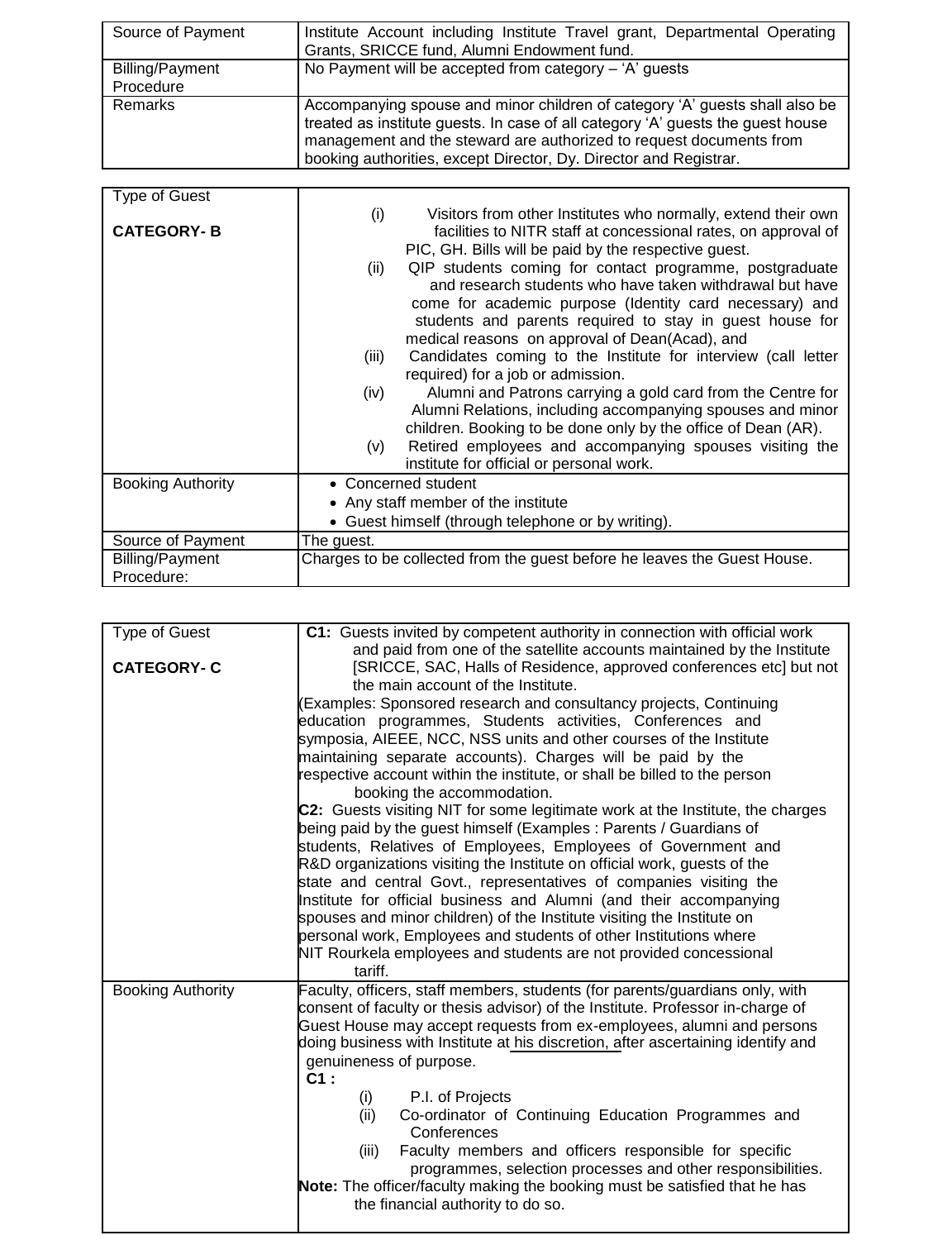| | |
|---|---|
| Source of Payment | Institute Account including Institute Travel grant, Departmental Operating Grants, SRICCE fund, Alumni Endowment fund. |
| Billing/Payment Procedure | No Payment will be accepted from category – 'A' guests |
| Remarks | Accompanying spouse and minor children of category 'A' guests shall also be treated as institute guests. In case of all category 'A' guests the guest house management and the steward are authorized to request documents from booking authorities, except Director, Dy. Director and Registrar. |

| | |
|---|---|
| Type of Guest<br><br>**CATEGORY- B** | (i) Visitors from other Institutes who normally, extend their own facilities to NITR staff at concessional rates, on approval of PIC, GH. Bills will be paid by the respective guest.<br>(ii) QIP students coming for contact programme, postgraduate and research students who have taken withdrawal but have come for academic purpose (Identity card necessary) and students and parents required to stay in guest house for medical reasons on approval of Dean(Acad), and<br>(iii) Candidates coming to the Institute for interview (call letter required) for a job or admission.<br>(iv) Alumni and Patrons carrying a gold card from the Centre for Alumni Relations, including accompanying spouses and minor children. Booking to be done only by the office of Dean (AR).<br>(v) Retired employees and accompanying spouses visiting the institute for official or personal work. |
| Booking Authority | • Concerned student<br>• Any staff member of the institute<br>• Guest himself (through telephone or by writing). |
| Source of Payment | The guest. |
| Billing/Payment Procedure: | Charges to be collected from the guest before he leaves the Guest House. |

| | |
|---|---|
| Type of Guest<br><br>**CATEGORY- C** | **C1:** Guests invited by competent authority in connection with official work and paid from one of the satellite accounts maintained by the Institute [SRICCE, SAC, Halls of Residence, approved conferences etc] but not the main account of the Institute.<br>(Examples: Sponsored research and consultancy projects, Continuing education programmes, Students activities, Conferences and symposia, AIEEE, NCC, NSS units and other courses of the Institute maintaining separate accounts). Charges will be paid by the respective account within the institute, or shall be billed to the person booking the accommodation.<br>**C2:** Guests visiting NIT for some legitimate work at the Institute, the charges being paid by the guest himself (Examples : Parents / Guardians of students, Relatives of Employees, Employees of Government and R&D organizations visiting the Institute on official work, guests of the state and central Govt., representatives of companies visiting the Institute for official business and Alumni (and their accompanying spouses and minor children) of the Institute visiting the Institute on personal work, Employees and students of other Institutions where NIT Rourkela employees and students are not provided concessional tariff. |
| Booking Authority | Faculty, officers, staff members, students (for parents/guardians only, with consent of faculty or thesis advisor) of the Institute. Professor in-charge of Guest House may accept requests from ex-employees, alumni and persons doing business with Institute at his discretion, after ascertaining identify and genuineness of purpose.<br>**C1 :**<br>(i) P.I. of Projects<br>(ii) Co-ordinator of Continuing Education Programmes and Conferences<br>(iii) Faculty members and officers responsible for specific programmes, selection processes and other responsibilities.<br>**Note:** The officer/faculty making the booking must be satisfied that he has the financial authority to do so. |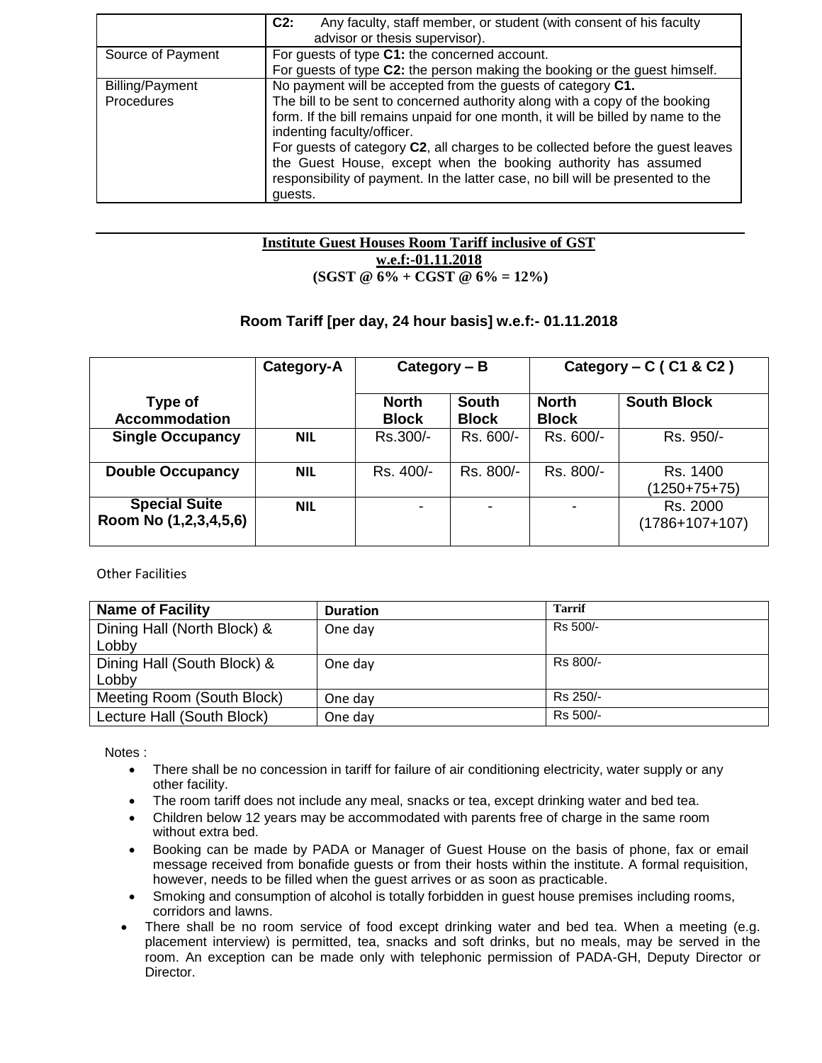| | |
|---|---|
| | **C2:** Any faculty, staff member, or student (with consent of his faculty advisor or thesis supervisor). |
| Source of Payment | For guests of type **C1:** the concerned account.<br>For guests of type **C2:** the person making the booking or the guest himself. |
| Billing/Payment Procedures | No payment will be accepted from the guests of category **C1.**<br>The bill to be sent to concerned authority along with a copy of the booking form. If the bill remains unpaid for one month, it will be billed by name to the indenting faculty/officer.<br>For guests of category **C2**, all charges to be collected before the guest leaves the Guest House, except when the booking authority has assumed responsibility of payment. In the latter case, no bill will be presented to the guests. |

**Institute Guest Houses Room Tariff inclusive of GST**
**w.e.f:-01.11.2018**
**(SGST @ 6% + CGST @ 6% = 12%)**

**Room Tariff [per day, 24 hour basis] w.e.f:- 01.11.2018**

| | Category-A | Category – B | | Category – C ( C1 & C2 ) | |
|---|---|---|---|---|---|
| **Type of Accommodation** | | **North Block** | **South Block** | **North Block** | **South Block** |
| **Single Occupancy** | **NIL** | Rs.300/- | Rs. 600/- | Rs. 600/- | Rs. 950/- |
| **Double Occupancy** | **NIL** | Rs. 400/- | Rs. 800/- | Rs. 800/- | Rs. 1400 (1250+75+75) |
| **Special Suite Room No (1,2,3,4,5,6)** | **NIL** | - | - | - | Rs. 2000 (1786+107+107) |

Other Facilities

| Name of Facility | Duration | Tarrif |
|---|---|---|
| Dining Hall (North Block) & Lobby | One day | Rs 500/- |
| Dining Hall (South Block) & Lobby | One day | Rs 800/- |
| Meeting Room (South Block) | One day | Rs 250/- |
| Lecture Hall (South Block) | One day | Rs 500/- |

Notes :

- There shall be no concession in tariff for failure of air conditioning electricity, water supply or any other facility.
- The room tariff does not include any meal, snacks or tea, except drinking water and bed tea.
- Children below 12 years may be accommodated with parents free of charge in the same room without extra bed.
- Booking can be made by PADA or Manager of Guest House on the basis of phone, fax or email message received from bonafide guests or from their hosts within the institute. A formal requisition, however, needs to be filled when the guest arrives or as soon as practicable.
- Smoking and consumption of alcohol is totally forbidden in guest house premises including rooms, corridors and lawns.
- There shall be no room service of food except drinking water and bed tea. When a meeting (e.g. placement interview) is permitted, tea, snacks and soft drinks, but no meals, may be served in the room. An exception can be made only with telephonic permission of PADA-GH, Deputy Director or Director.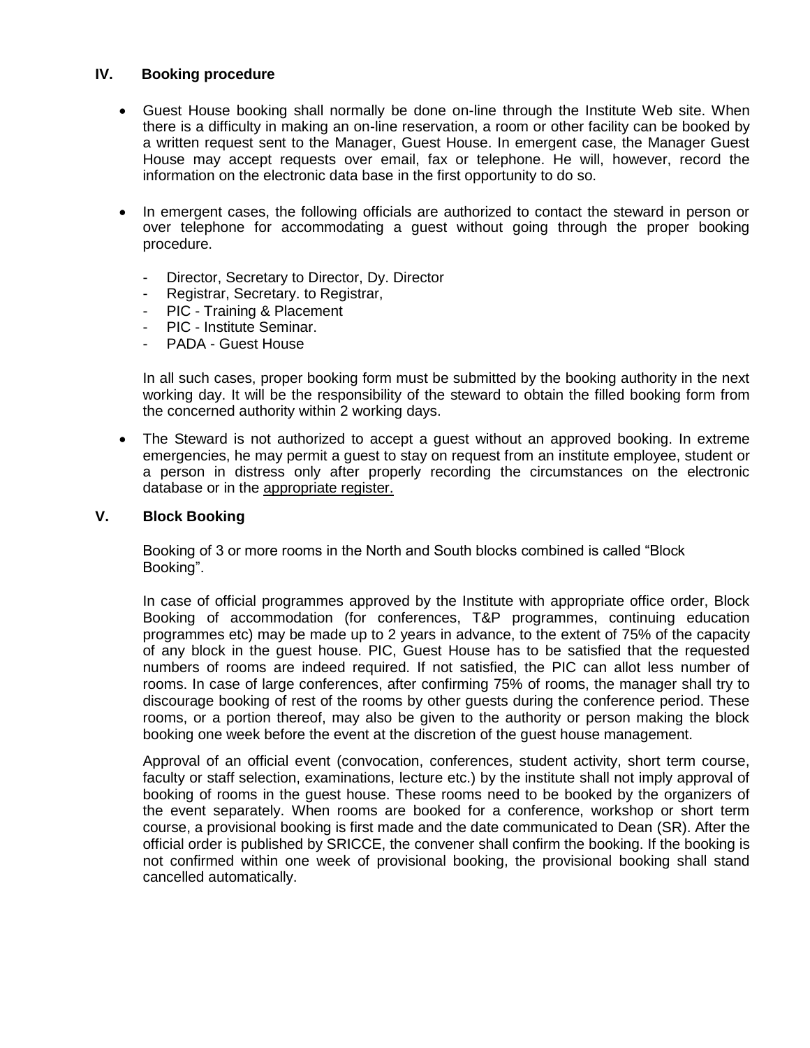## IV. Booking procedure

- Guest House booking shall normally be done on-line through the Institute Web site. When there is a difficulty in making an on-line reservation, a room or other facility can be booked by a written request sent to the Manager, Guest House. In emergent case, the Manager Guest House may accept requests over email, fax or telephone. He will, however, record the information on the electronic data base in the first opportunity to do so.

- In emergent cases, the following officials are authorized to contact the steward in person or over telephone for accommodating a guest without going through the proper booking procedure.

  - Director, Secretary to Director, Dy. Director
  - Registrar, Secretary. to Registrar,
  - PIC - Training & Placement
  - PIC - Institute Seminar.
  - PADA - Guest House

  In all such cases, proper booking form must be submitted by the booking authority in the next working day. It will be the responsibility of the steward to obtain the filled booking form from the concerned authority within 2 working days.

- The Steward is not authorized to accept a guest without an approved booking. In extreme emergencies, he may permit a guest to stay on request from an institute employee, student or a person in distress only after properly recording the circumstances on the electronic database or in the appropriate register.

## V. Block Booking

Booking of 3 or more rooms in the North and South blocks combined is called "Block Booking".

In case of official programmes approved by the Institute with appropriate office order, Block Booking of accommodation (for conferences, T&P programmes, continuing education programmes etc) may be made up to 2 years in advance, to the extent of 75% of the capacity of any block in the guest house. PIC, Guest House has to be satisfied that the requested numbers of rooms are indeed required. If not satisfied, the PIC can allot less number of rooms. In case of large conferences, after confirming 75% of rooms, the manager shall try to discourage booking of rest of the rooms by other guests during the conference period. These rooms, or a portion thereof, may also be given to the authority or person making the block booking one week before the event at the discretion of the guest house management.

Approval of an official event (convocation, conferences, student activity, short term course, faculty or staff selection, examinations, lecture etc.) by the institute shall not imply approval of booking of rooms in the guest house. These rooms need to be booked by the organizers of the event separately. When rooms are booked for a conference, workshop or short term course, a provisional booking is first made and the date communicated to Dean (SR). After the official order is published by SRICCE, the convener shall confirm the booking. If the booking is not confirmed within one week of provisional booking, the provisional booking shall stand cancelled automatically.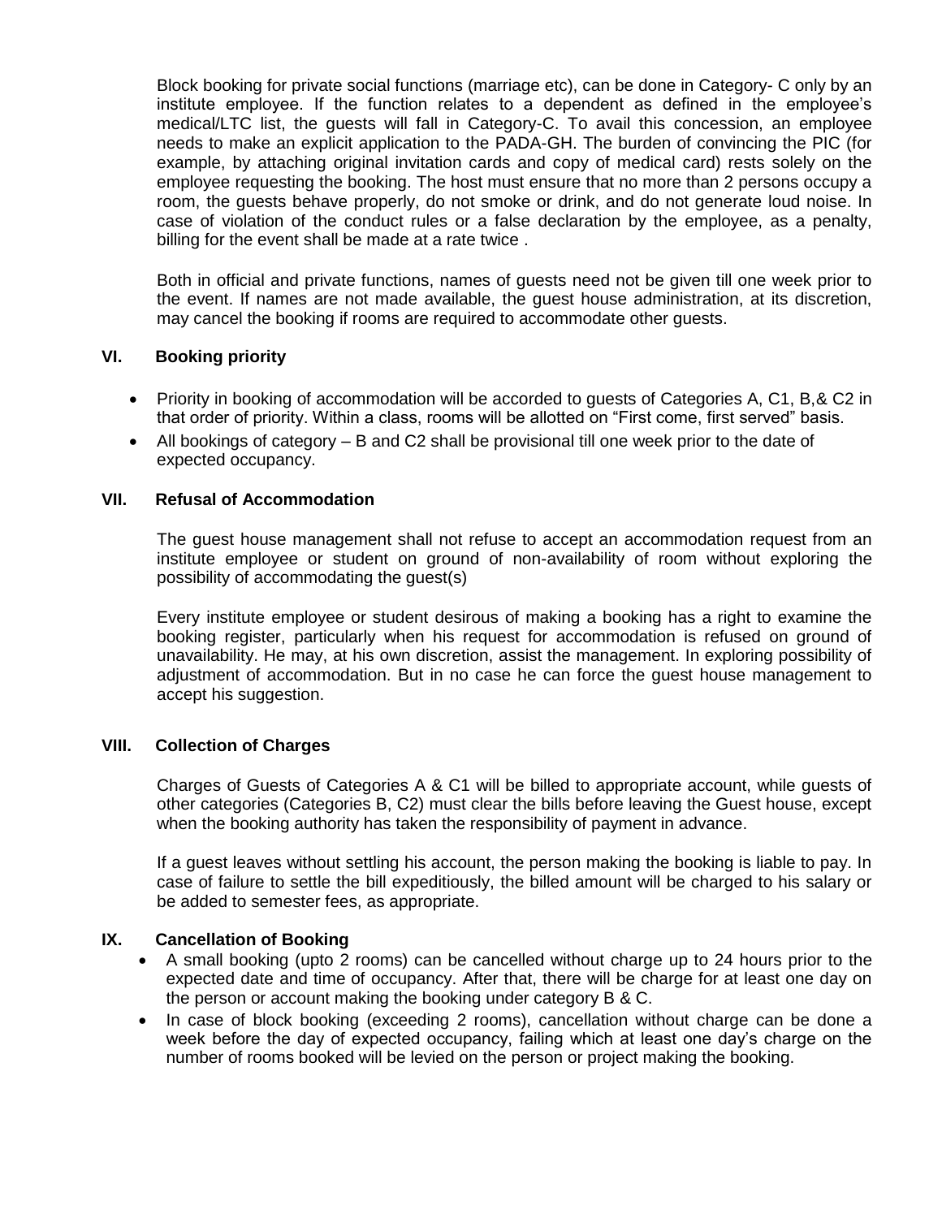Block booking for private social functions (marriage etc), can be done in Category- C only by an institute employee. If the function relates to a dependent as defined in the employee's medical/LTC list, the guests will fall in Category-C. To avail this concession, an employee needs to make an explicit application to the PADA-GH. The burden of convincing the PIC (for example, by attaching original invitation cards and copy of medical card) rests solely on the employee requesting the booking. The host must ensure that no more than 2 persons occupy a room, the guests behave properly, do not smoke or drink, and do not generate loud noise. In case of violation of the conduct rules or a false declaration by the employee, as a penalty, billing for the event shall be made at a rate twice .

Both in official and private functions, names of guests need not be given till one week prior to the event. If names are not made available, the guest house administration, at its discretion, may cancel the booking if rooms are required to accommodate other guests.

## VI. Booking priority

- Priority in booking of accommodation will be accorded to guests of Categories A, C1, B,& C2 in that order of priority. Within a class, rooms will be allotted on "First come, first served" basis.
- All bookings of category – B and C2 shall be provisional till one week prior to the date of expected occupancy.

## VII. Refusal of Accommodation

The guest house management shall not refuse to accept an accommodation request from an institute employee or student on ground of non-availability of room without exploring the possibility of accommodating the guest(s)

Every institute employee or student desirous of making a booking has a right to examine the booking register, particularly when his request for accommodation is refused on ground of unavailability. He may, at his own discretion, assist the management. In exploring possibility of adjustment of accommodation. But in no case he can force the guest house management to accept his suggestion.

## VIII. Collection of Charges

Charges of Guests of Categories A & C1 will be billed to appropriate account, while guests of other categories (Categories B, C2) must clear the bills before leaving the Guest house, except when the booking authority has taken the responsibility of payment in advance.

If a guest leaves without settling his account, the person making the booking is liable to pay. In case of failure to settle the bill expeditiously, the billed amount will be charged to his salary or be added to semester fees, as appropriate.

## IX. Cancellation of Booking

- A small booking (upto 2 rooms) can be cancelled without charge up to 24 hours prior to the expected date and time of occupancy. After that, there will be charge for at least one day on the person or account making the booking under category B & C.
- In case of block booking (exceeding 2 rooms), cancellation without charge can be done a week before the day of expected occupancy, failing which at least one day's charge on the number of rooms booked will be levied on the person or project making the booking.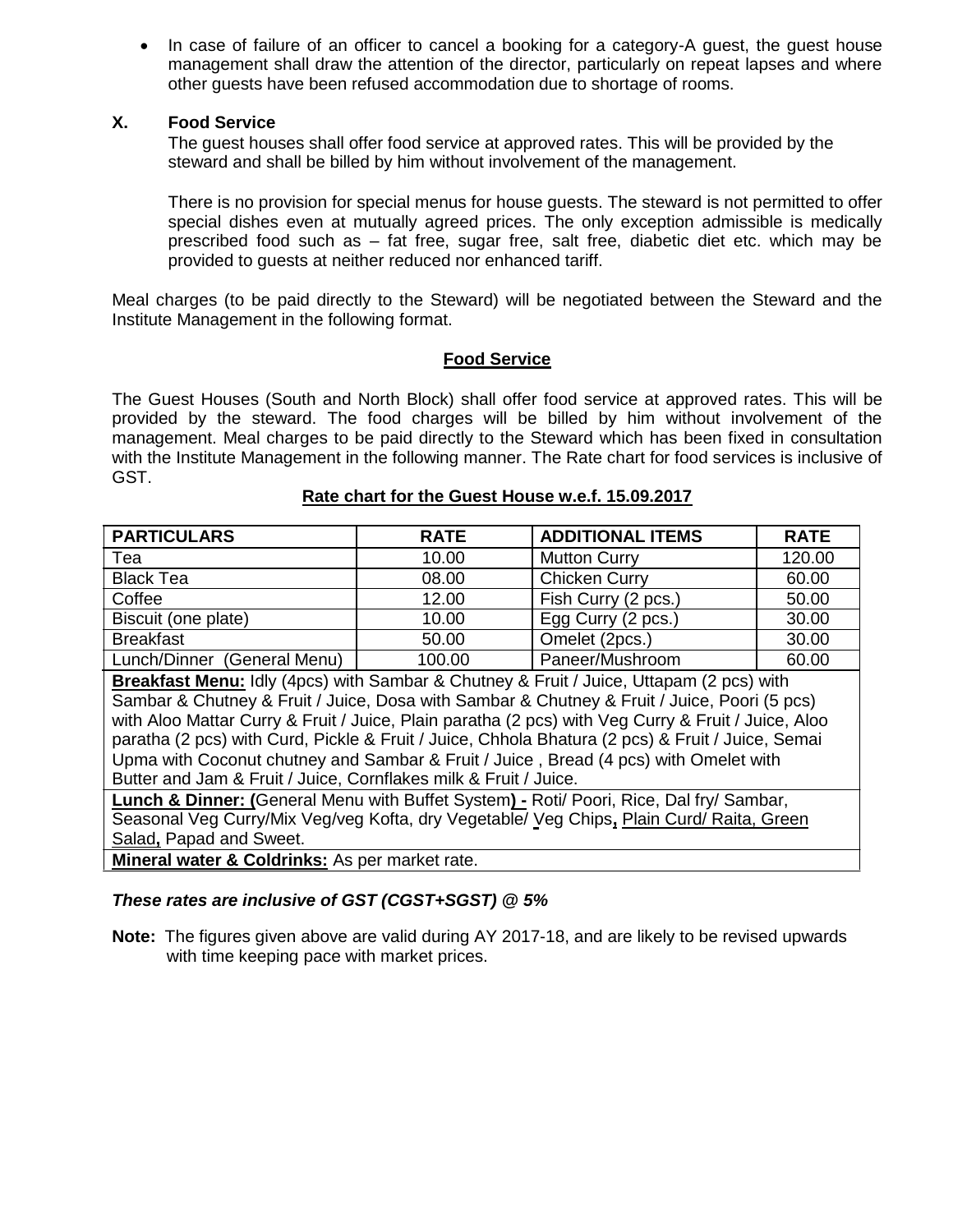- In case of failure of an officer to cancel a booking for a category-A guest, the guest house management shall draw the attention of the director, particularly on repeat lapses and where other guests have been refused accommodation due to shortage of rooms.

## X. Food Service

The guest houses shall offer food service at approved rates. This will be provided by the steward and shall be billed by him without involvement of the management.

There is no provision for special menus for house guests. The steward is not permitted to offer special dishes even at mutually agreed prices. The only exception admissible is medically prescribed food such as – fat free, sugar free, salt free, diabetic diet etc. which may be provided to guests at neither reduced nor enhanced tariff.

Meal charges (to be paid directly to the Steward) will be negotiated between the Steward and the Institute Management in the following format.

### Food Service

The Guest Houses (South and North Block) shall offer food service at approved rates. This will be provided by the steward. The food charges will be billed by him without involvement of the management. Meal charges to be paid directly to the Steward which has been fixed in consultation with the Institute Management in the following manner. The Rate chart for food services is inclusive of GST.

**Rate chart for the Guest House w.e.f. 15.09.2017**

| PARTICULARS | RATE | ADDITIONAL ITEMS | RATE |
|---|---|---|---|
| Tea | 10.00 | Mutton Curry | 120.00 |
| Black Tea | 08.00 | Chicken Curry | 60.00 |
| Coffee | 12.00 | Fish Curry (2 pcs.) | 50.00 |
| Biscuit (one plate) | 10.00 | Egg Curry (2 pcs.) | 30.00 |
| Breakfast | 50.00 | Omelet (2pcs.) | 30.00 |
| Lunch/Dinner (General Menu) | 100.00 | Paneer/Mushroom | 60.00 |
| **Breakfast Menu:** Idly (4pcs) with Sambar & Chutney & Fruit / Juice, Uttapam (2 pcs) with Sambar & Chutney & Fruit / Juice, Dosa with Sambar & Chutney & Fruit / Juice, Poori (5 pcs) with Aloo Mattar Curry & Fruit / Juice, Plain paratha (2 pcs) with Veg Curry & Fruit / Juice, Aloo paratha (2 pcs) with Curd, Pickle & Fruit / Juice, Chhola Bhatura (2 pcs) & Fruit / Juice, Semai Upma with Coconut chutney and Sambar & Fruit / Juice , Bread (4 pcs) with Omelet with Butter and Jam & Fruit / Juice, Cornflakes milk & Fruit / Juice. | | | |
| **Lunch & Dinner: (**General Menu with Buffet System**) -** Roti/ Poori, Rice, Dal fry/ Sambar, Seasonal Veg Curry/Mix Veg/veg Kofta, dry Vegetable/ Veg Chips, Plain Curd/ Raita, Green Salad, Papad and Sweet. | | | |
| **Mineral water & Coldrinks:** As per market rate. | | | |

***These rates are inclusive of GST (CGST+SGST) @ 5%***

**Note:** The figures given above are valid during AY 2017-18, and are likely to be revised upwards with time keeping pace with market prices.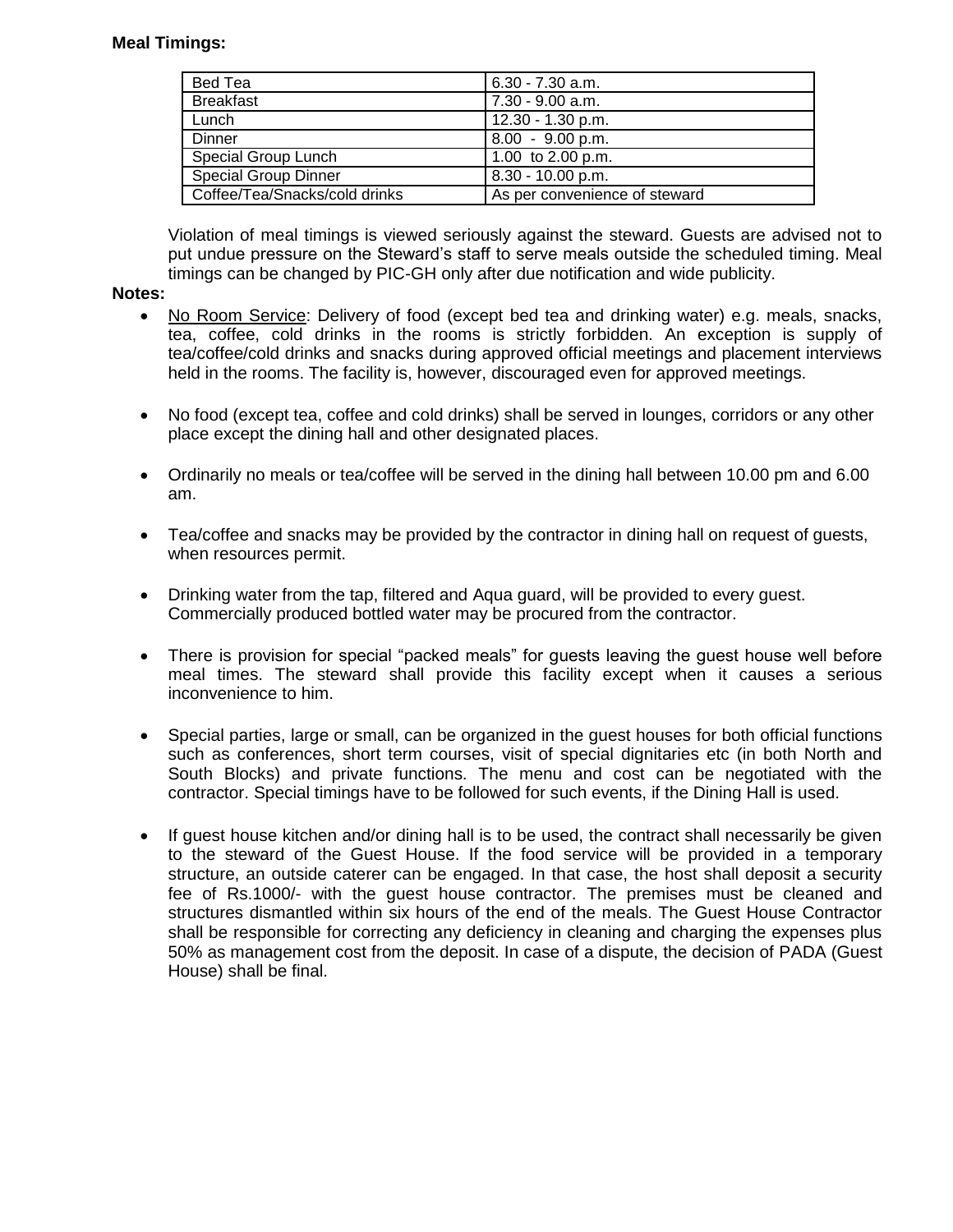**Meal Timings:**

| Bed Tea | 6.30 - 7.30 a.m. |
|---|---|
| Breakfast | 7.30 - 9.00 a.m. |
| Lunch | 12.30 - 1.30 p.m. |
| Dinner | 8.00 - 9.00 p.m. |
| Special Group Lunch | 1.00 to 2.00 p.m. |
| Special Group Dinner | 8.30 - 10.00 p.m. |
| Coffee/Tea/Snacks/cold drinks | As per convenience of steward |

Violation of meal timings is viewed seriously against the steward. Guests are advised not to put undue pressure on the Steward's staff to serve meals outside the scheduled timing. Meal timings can be changed by PIC-GH only after due notification and wide publicity.

**Notes:**

- No Room Service: Delivery of food (except bed tea and drinking water) e.g. meals, snacks, tea, coffee, cold drinks in the rooms is strictly forbidden. An exception is supply of tea/coffee/cold drinks and snacks during approved official meetings and placement interviews held in the rooms. The facility is, however, discouraged even for approved meetings.

- No food (except tea, coffee and cold drinks) shall be served in lounges, corridors or any other place except the dining hall and other designated places.

- Ordinarily no meals or tea/coffee will be served in the dining hall between 10.00 pm and 6.00 am.

- Tea/coffee and snacks may be provided by the contractor in dining hall on request of guests, when resources permit.

- Drinking water from the tap, filtered and Aqua guard, will be provided to every guest. Commercially produced bottled water may be procured from the contractor.

- There is provision for special "packed meals" for guests leaving the guest house well before meal times. The steward shall provide this facility except when it causes a serious inconvenience to him.

- Special parties, large or small, can be organized in the guest houses for both official functions such as conferences, short term courses, visit of special dignitaries etc (in both North and South Blocks) and private functions. The menu and cost can be negotiated with the contractor. Special timings have to be followed for such events, if the Dining Hall is used.

- If guest house kitchen and/or dining hall is to be used, the contract shall necessarily be given to the steward of the Guest House. If the food service will be provided in a temporary structure, an outside caterer can be engaged. In that case, the host shall deposit a security fee of Rs.1000/- with the guest house contractor. The premises must be cleaned and structures dismantled within six hours of the end of the meals. The Guest House Contractor shall be responsible for correcting any deficiency in cleaning and charging the expenses plus 50% as management cost from the deposit. In case of a dispute, the decision of PADA (Guest House) shall be final.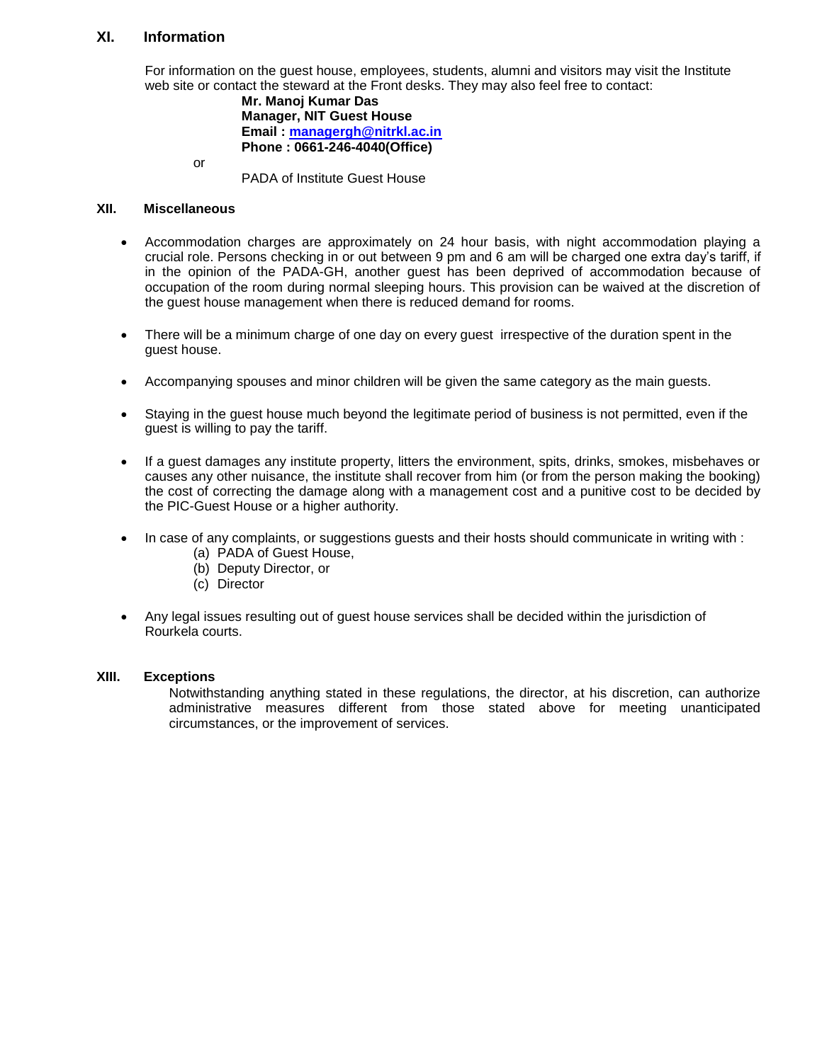## XI. Information

For information on the guest house, employees, students, alumni and visitors may visit the Institute web site or contact the steward at the Front desks. They may also feel free to contact:

**Mr. Manoj Kumar Das**
**Manager, NIT Guest House**
**Email : [managergh@nitrkl.ac.in](mailto:managergh@nitrkl.ac.in)**
**Phone : 0661-246-4040(Office)**

or

PADA of Institute Guest House

## XII. Miscellaneous

- Accommodation charges are approximately on 24 hour basis, with night accommodation playing a crucial role. Persons checking in or out between 9 pm and 6 am will be charged one extra day's tariff, if in the opinion of the PADA-GH, another guest has been deprived of accommodation because of occupation of the room during normal sleeping hours. This provision can be waived at the discretion of the guest house management when there is reduced demand for rooms.

- There will be a minimum charge of one day on every guest irrespective of the duration spent in the guest house.

- Accompanying spouses and minor children will be given the same category as the main guests.

- Staying in the guest house much beyond the legitimate period of business is not permitted, even if the guest is willing to pay the tariff.

- If a guest damages any institute property, litters the environment, spits, drinks, smokes, misbehaves or causes any other nuisance, the institute shall recover from him (or from the person making the booking) the cost of correcting the damage along with a management cost and a punitive cost to be decided by the PIC-Guest House or a higher authority.

- In case of any complaints, or suggestions guests and their hosts should communicate in writing with :
  (a) PADA of Guest House,
  (b) Deputy Director, or
  (c) Director

- Any legal issues resulting out of guest house services shall be decided within the jurisdiction of Rourkela courts.

## XIII. Exceptions

Notwithstanding anything stated in these regulations, the director, at his discretion, can authorize administrative measures different from those stated above for meeting unanticipated circumstances, or the improvement of services.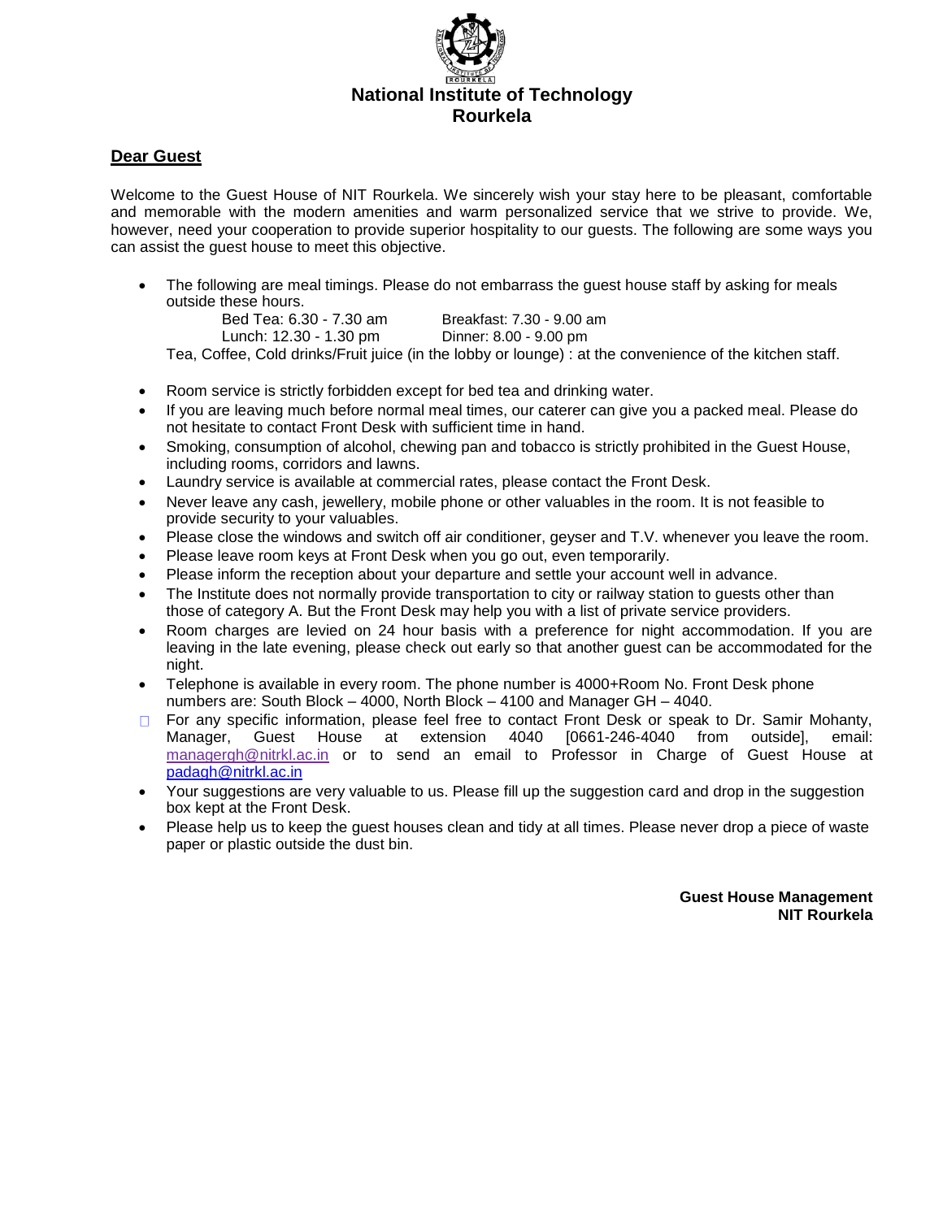**National Institute of Technology**
**Rourkela**

**Dear Guest**

Welcome to the Guest House of NIT Rourkela. We sincerely wish your stay here to be pleasant, comfortable and memorable with the modern amenities and warm personalized service that we strive to provide. We, however, need your cooperation to provide superior hospitality to our guests. The following are some ways you can assist the guest house to meet this objective.

- The following are meal timings. Please do not embarrass the guest house staff by asking for meals outside these hours.

  Bed Tea: 6.30 - 7.30 am    Breakfast: 7.30 - 9.00 am
  Lunch: 12.30 - 1.30 pm    Dinner: 8.00 - 9.00 pm

  Tea, Coffee, Cold drinks/Fruit juice (in the lobby or lounge) : at the convenience of the kitchen staff.

- Room service is strictly forbidden except for bed tea and drinking water.
- If you are leaving much before normal meal times, our caterer can give you a packed meal. Please do not hesitate to contact Front Desk with sufficient time in hand.
- Smoking, consumption of alcohol, chewing pan and tobacco is strictly prohibited in the Guest House, including rooms, corridors and lawns.
- Laundry service is available at commercial rates, please contact the Front Desk.
- Never leave any cash, jewellery, mobile phone or other valuables in the room. It is not feasible to provide security to your valuables.
- Please close the windows and switch off air conditioner, geyser and T.V. whenever you leave the room.
- Please leave room keys at Front Desk when you go out, even temporarily.
- Please inform the reception about your departure and settle your account well in advance.
- The Institute does not normally provide transportation to city or railway station to guests other than those of category A. But the Front Desk may help you with a list of private service providers.
- Room charges are levied on 24 hour basis with a preference for night accommodation. If you are leaving in the late evening, please check out early so that another guest can be accommodated for the night.
- Telephone is available in every room. The phone number is 4000+Room No. Front Desk phone numbers are: South Block – 4000, North Block – 4100 and Manager GH – 4040.
- For any specific information, please feel free to contact Front Desk or speak to Dr. Samir Mohanty, Manager, Guest House at extension 4040 [0661-246-4040 from outside], email: managergh@nitrkl.ac.in or to send an email to Professor in Charge of Guest House at padagh@nitrkl.ac.in
- Your suggestions are very valuable to us. Please fill up the suggestion card and drop in the suggestion box kept at the Front Desk.
- Please help us to keep the guest houses clean and tidy at all times. Please never drop a piece of waste paper or plastic outside the dust bin.

**Guest House Management**
**NIT Rourkela**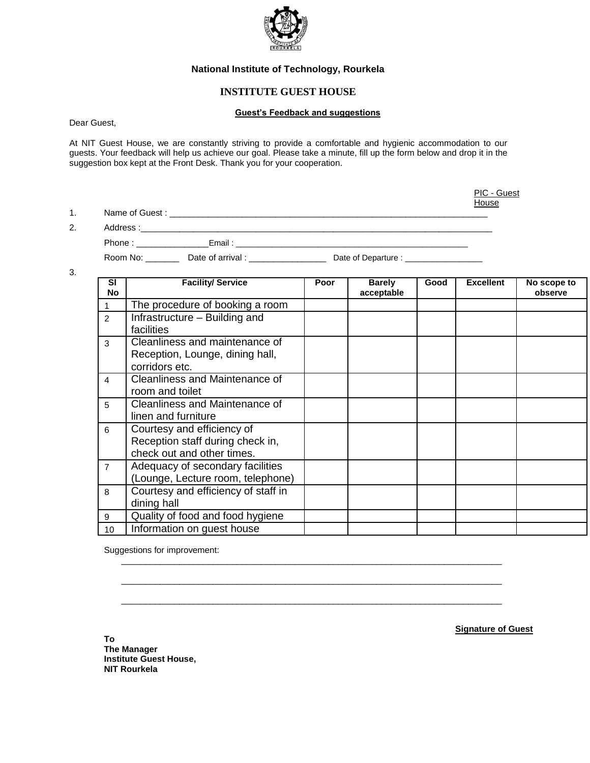**National Institute of Technology, Rourkela**

## INSTITUTE GUEST HOUSE

**Guest's Feedback and suggestions**

Dear Guest,

At NIT Guest House, we are constantly striving to provide a comfortable and hygienic accommodation to our guests. Your feedback will help us achieve our goal. Please take a minute, fill up the form below and drop it in the suggestion box kept at the Front Desk. Thank you for your cooperation.

PIC - Guest House

1. Name of Guest : ____________________________________________________________________
2. Address :__________________________________________________________________________

   Phone : _______________Email : ___________________________________________________

   Room No: _______ Date of arrival : ________________ Date of Departure : ________________

3.

| Sl No | Facility/ Service | Poor | Barely acceptable | Good | Excellent | No scope to observe |
|---|---|---|---|---|---|---|
| 1 | The procedure of booking a room | | | | | |
| 2 | Infrastructure – Building and facilities | | | | | |
| 3 | Cleanliness and maintenance of Reception, Lounge, dining hall, corridors etc. | | | | | |
| 4 | Cleanliness and Maintenance of room and toilet | | | | | |
| 5 | Cleanliness and Maintenance of linen and furniture | | | | | |
| 6 | Courtesy and efficiency of Reception staff during check in, check out and other times. | | | | | |
| 7 | Adequacy of secondary facilities (Lounge, Lecture room, telephone) | | | | | |
| 8 | Courtesy and efficiency of staff in dining hall | | | | | |
| 9 | Quality of food and food hygiene | | | | | |
| 10 | Information on guest house | | | | | |

Suggestions for improvement:

______________________________________________________________________________

______________________________________________________________________________

______________________________________________________________________________

**Signature of Guest**

**To**
**The Manager**
**Institute Guest House,**
**NIT Rourkela**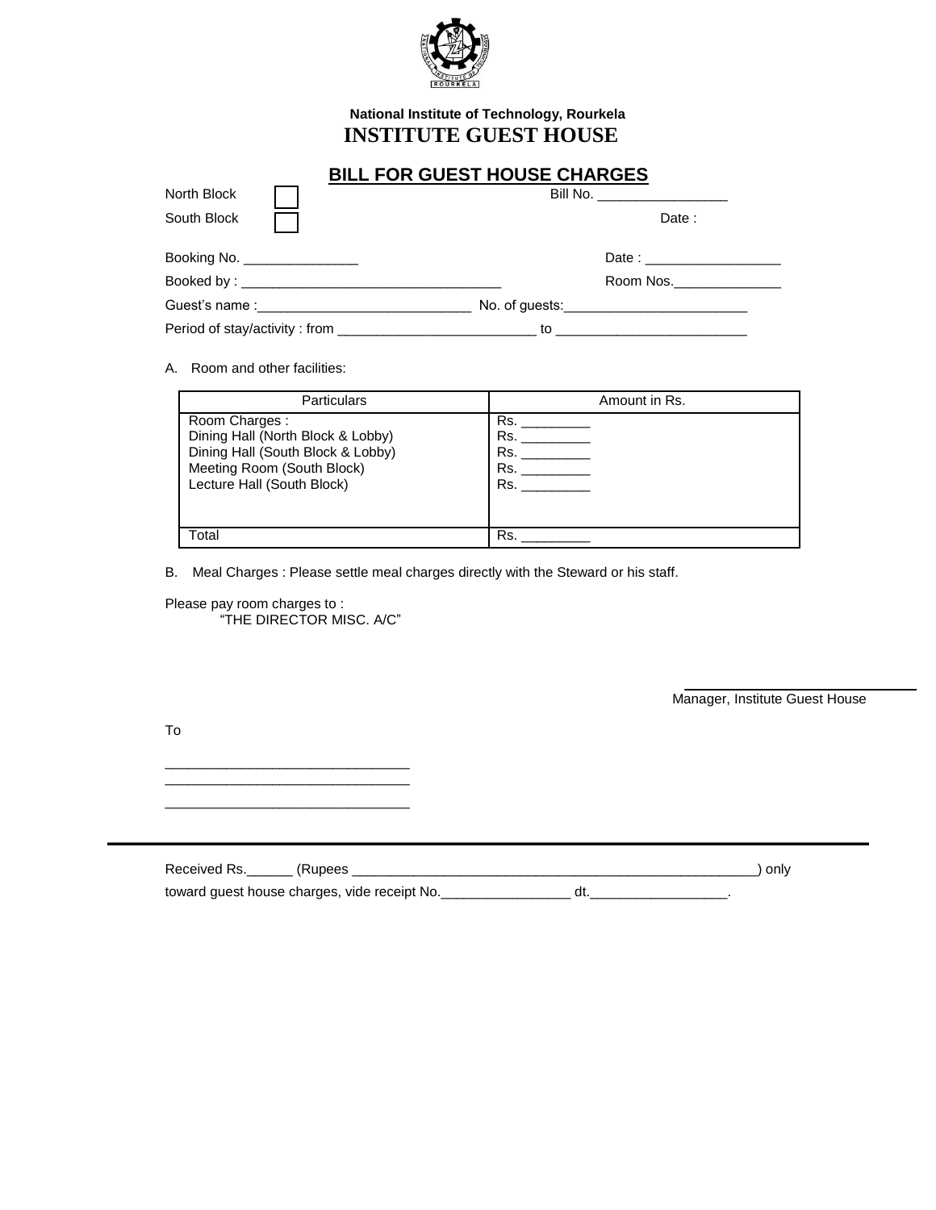**National Institute of Technology, Rourkela**

# INSTITUTE GUEST HOUSE

## BILL FOR GUEST HOUSE CHARGES

North Block ☐ Bill No. _________________

South Block ☐ Date :

Booking No. _______________ Date : __________________

Booked by : __________________________________ Room Nos.______________

Guest's name :____________________________ No. of guests:________________________

Period of stay/activity : from __________________________ to _________________________

A. Room and other facilities:

| Particulars | Amount in Rs. |
|---|---|
| Room Charges : | Rs. _________ |
| Dining Hall (North Block & Lobby) | Rs. _________ |
| Dining Hall (South Block & Lobby) | Rs. _________ |
| Meeting Room (South Block) | Rs. _________ |
| Lecture Hall (South Block) | Rs. _________ |
| Total | Rs. _________ |

B. Meal Charges : Please settle meal charges directly with the Steward or his staff.

Please pay room charges to :
"THE DIRECTOR MISC. A/C"

Manager, Institute Guest House

To

________________________________
________________________________
________________________________

---

Received Rs.______ (Rupees ________________________________________________________) only

toward guest house charges, vide receipt No._________________ dt.__________________.